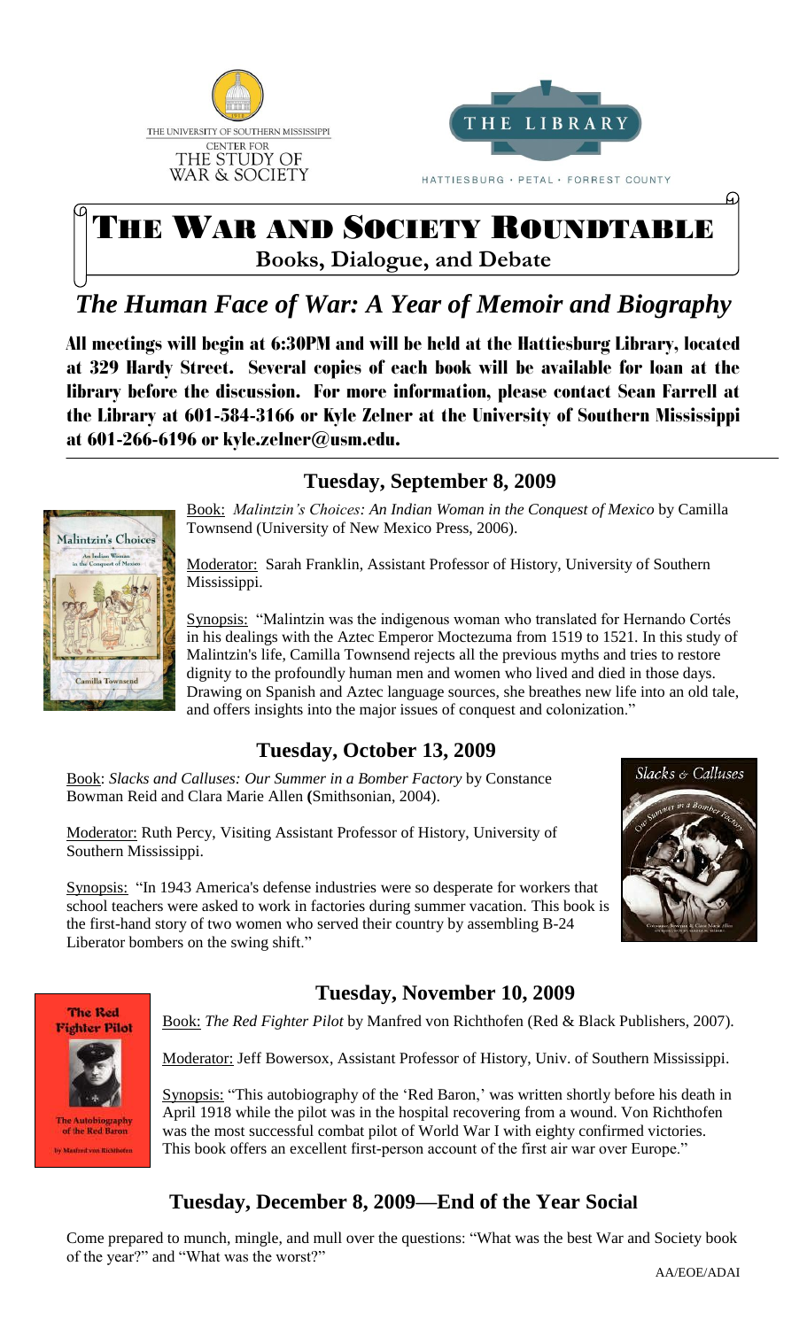THE UNIVERSITY OF SOUTHERN MISSISSIPPI
CENTER FOR
THE STUDY OF
WAR & SOCIETY

THE LIBRARY
HATTIESBURG · PETAL · FORREST COUNTY

# THE WAR AND SOCIETY ROUNDTABLE

**Books, Dialogue, and Debate**

## *The Human Face of War: A Year of Memoir and Biography*

**All meetings will begin at 6:30PM and will be held at the Hattiesburg Library, located at 329 Hardy Street. Several copies of each book will be available for loan at the library before the discussion. For more information, please contact Sean Farrell at the Library at 601-584-3166 or Kyle Zelner at the University of Southern Mississippi at 601-266-6196 or kyle.zelner@usm.edu.**

### Tuesday, September 8, 2009

Book: *Malintzin's Choices: An Indian Woman in the Conquest of Mexico* by Camilla Townsend (University of New Mexico Press, 2006).

Moderator: Sarah Franklin, Assistant Professor of History, University of Southern Mississippi.

Synopsis: "Malintzin was the indigenous woman who translated for Hernando Cortés in his dealings with the Aztec Emperor Moctezuma from 1519 to 1521. In this study of Malintzin's life, Camilla Townsend rejects all the previous myths and tries to restore dignity to the profoundly human men and women who lived and died in those days. Drawing on Spanish and Aztec language sources, she breathes new life into an old tale, and offers insights into the major issues of conquest and colonization."

### Tuesday, October 13, 2009

Book: *Slacks and Calluses: Our Summer in a Bomber Factory* by Constance Bowman Reid and Clara Marie Allen **(**Smithsonian, 2004).

Moderator: Ruth Percy, Visiting Assistant Professor of History, University of Southern Mississippi.

Synopsis: "In 1943 America's defense industries were so desperate for workers that school teachers were asked to work in factories during summer vacation. This book is the first-hand story of two women who served their country by assembling B-24 Liberator bombers on the swing shift."

### Tuesday, November 10, 2009

Book: *The Red Fighter Pilot* by Manfred von Richthofen (Red & Black Publishers, 2007).

Moderator: Jeff Bowersox, Assistant Professor of History, Univ. of Southern Mississippi.

Synopsis: "This autobiography of the 'Red Baron,' was written shortly before his death in April 1918 while the pilot was in the hospital recovering from a wound. Von Richthofen was the most successful combat pilot of World War I with eighty confirmed victories. This book offers an excellent first-person account of the first air war over Europe."

### Tuesday, December 8, 2009—End of the Year Social

Come prepared to munch, mingle, and mull over the questions: "What was the best War and Society book of the year?" and "What was the worst?"

AA/EOE/ADAI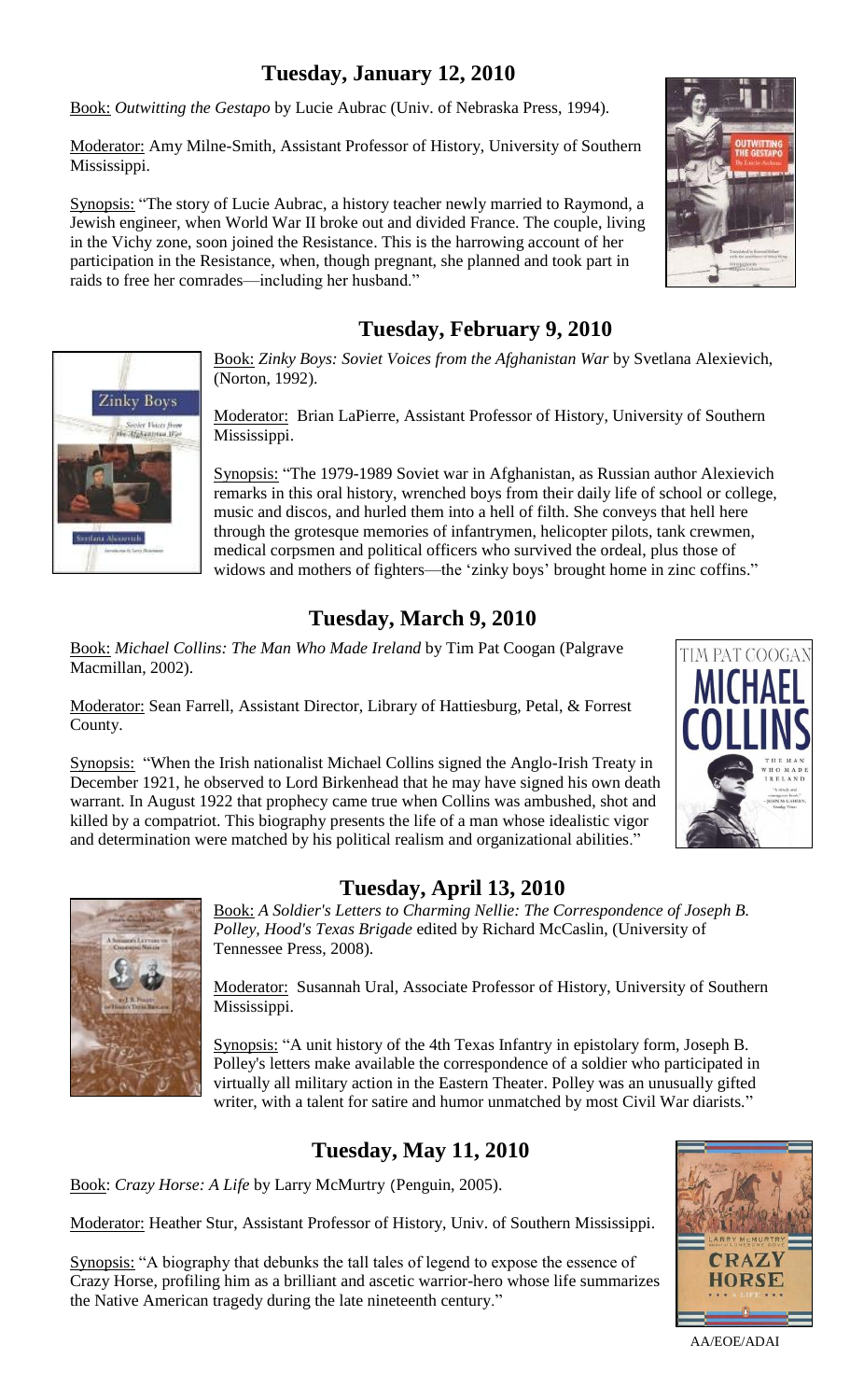## Tuesday, January 12, 2010

Book: *Outwitting the Gestapo* by Lucie Aubrac (Univ. of Nebraska Press, 1994).

Moderator: Amy Milne-Smith, Assistant Professor of History, University of Southern Mississippi.

Synopsis: "The story of Lucie Aubrac, a history teacher newly married to Raymond, a Jewish engineer, when World War II broke out and divided France. The couple, living in the Vichy zone, soon joined the Resistance. This is the harrowing account of her participation in the Resistance, when, though pregnant, she planned and took part in raids to free her comrades—including her husband."

## Tuesday, February 9, 2010

Book: *Zinky Boys: Soviet Voices from the Afghanistan War* by Svetlana Alexievich, (Norton, 1992).

Moderator: Brian LaPierre, Assistant Professor of History, University of Southern Mississippi.

Synopsis: "The 1979-1989 Soviet war in Afghanistan, as Russian author Alexievich remarks in this oral history, wrenched boys from their daily life of school or college, music and discos, and hurled them into a hell of filth. She conveys that hell here through the grotesque memories of infantrymen, helicopter pilots, tank crewmen, medical corpsmen and political officers who survived the ordeal, plus those of widows and mothers of fighters—the 'zinky boys' brought home in zinc coffins."

## Tuesday, March 9, 2010

Book: *Michael Collins: The Man Who Made Ireland* by Tim Pat Coogan (Palgrave Macmillan, 2002).

Moderator: Sean Farrell, Assistant Director, Library of Hattiesburg, Petal, & Forrest County.

Synopsis: "When the Irish nationalist Michael Collins signed the Anglo-Irish Treaty in December 1921, he observed to Lord Birkenhead that he may have signed his own death warrant. In August 1922 that prophecy came true when Collins was ambushed, shot and killed by a compatriot. This biography presents the life of a man whose idealistic vigor and determination were matched by his political realism and organizational abilities."

## Tuesday, April 13, 2010

Book: *A Soldier's Letters to Charming Nellie: The Correspondence of Joseph B. Polley, Hood's Texas Brigade* edited by Richard McCaslin, (University of Tennessee Press, 2008).

Moderator: Susannah Ural, Associate Professor of History, University of Southern Mississippi.

Synopsis: "A unit history of the 4th Texas Infantry in epistolary form, Joseph B. Polley's letters make available the correspondence of a soldier who participated in virtually all military action in the Eastern Theater. Polley was an unusually gifted writer, with a talent for satire and humor unmatched by most Civil War diarists."

## Tuesday, May 11, 2010

Book: *Crazy Horse: A Life* by Larry McMurtry (Penguin, 2005).

Moderator: Heather Stur, Assistant Professor of History, Univ. of Southern Mississippi.

Synopsis: "A biography that debunks the tall tales of legend to expose the essence of Crazy Horse, profiling him as a brilliant and ascetic warrior-hero whose life summarizes the Native American tragedy during the late nineteenth century."

AA/EOE/ADAI